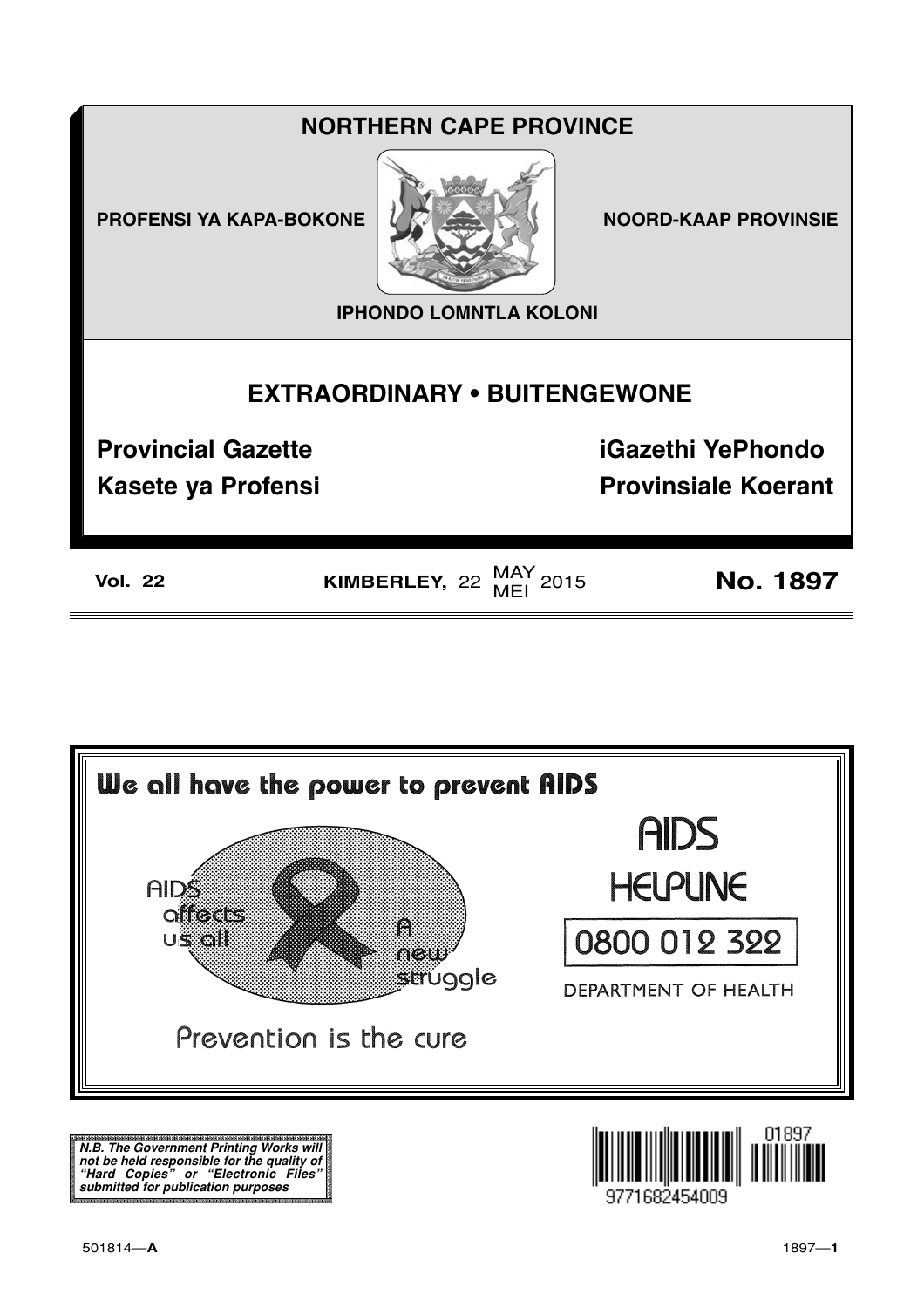# NORTHERN CAPE PROVINCE

PROFENSI YA KAPA-BOKONE

NOORD-KAAP PROVINSIE

IPHONDO LOMNTLA KOLONI

## EXTRAORDINARY • BUITENGEWONE

**Provincial Gazette**

**iGazethi YePhondo**

**Kasete ya Profensi**

**Provinsiale Koerant**

**Vol. 22** **KIMBERLEY,** 22 MAY/MEI 2015 **No. 1897**

**We all have the power to prevent AIDS**

AIDS affects us all

A new struggle

Prevention is the cure

AIDS HELPLINE

0800 012 322

DEPARTMENT OF HEALTH

***N.B. The Government Printing Works will not be held responsible for the quality of "Hard Copies" or "Electronic Files" submitted for publication purposes***

01897

9771682454009

501814—**A**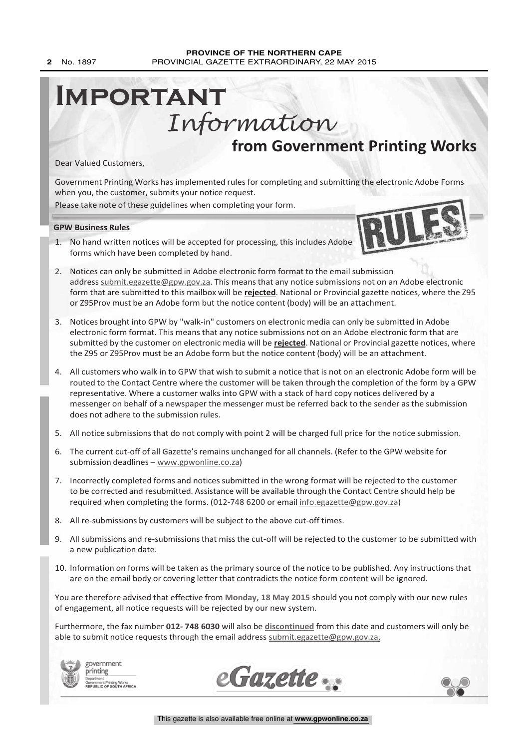# Important *Information* from Government Printing Works

Dear Valued Customers,

Government Printing Works has implemented rules for completing and submitting the electronic Adobe Forms when you, the customer, submits your notice request.

Please take note of these guidelines when completing your form.

**GPW Business Rules**

1. No hand written notices will be accepted for processing, this includes Adobe forms which have been completed by hand.
2. Notices can only be submitted in Adobe electronic form format to the email submission address submit.egazette@gpw.gov.za. This means that any notice submissions not on an Adobe electronic form that are submitted to this mailbox will be **rejected**. National or Provincial gazette notices, where the Z95 or Z95Prov must be an Adobe form but the notice content (body) will be an attachment.
3. Notices brought into GPW by "walk-in" customers on electronic media can only be submitted in Adobe electronic form format. This means that any notice submissions not on an Adobe electronic form that are submitted by the customer on electronic media will be **rejected**. National or Provincial gazette notices, where the Z95 or Z95Prov must be an Adobe form but the notice content (body) will be an attachment.
4. All customers who walk in to GPW that wish to submit a notice that is not on an electronic Adobe form will be routed to the Contact Centre where the customer will be taken through the completion of the form by a GPW representative. Where a customer walks into GPW with a stack of hard copy notices delivered by a messenger on behalf of a newspaper the messenger must be referred back to the sender as the submission does not adhere to the submission rules.
5. All notice submissions that do not comply with point 2 will be charged full price for the notice submission.
6. The current cut-off of all Gazette's remains unchanged for all channels. (Refer to the GPW website for submission deadlines – www.gpwonline.co.za)
7. Incorrectly completed forms and notices submitted in the wrong format will be rejected to the customer to be corrected and resubmitted. Assistance will be available through the Contact Centre should help be required when completing the forms. (012-748 6200 or email info.egazette@gpw.gov.za)
8. All re-submissions by customers will be subject to the above cut-off times.
9. All submissions and re-submissions that miss the cut-off will be rejected to the customer to be submitted with a new publication date.
10. Information on forms will be taken as the primary source of the notice to be published. Any instructions that are on the email body or covering letter that contradicts the notice form content will be ignored.

You are therefore advised that effective from **Monday, 18 May 2015** should you not comply with our new rules of engagement, all notice requests will be rejected by our new system.

Furthermore, the fax number **012- 748 6030** will also be **discontinued** from this date and customers will only be able to submit notice requests through the email address submit.egazette@gpw.gov.za.

government printing
Department: Government Printing Works
REPUBLIC OF SOUTH AFRICA

eGazette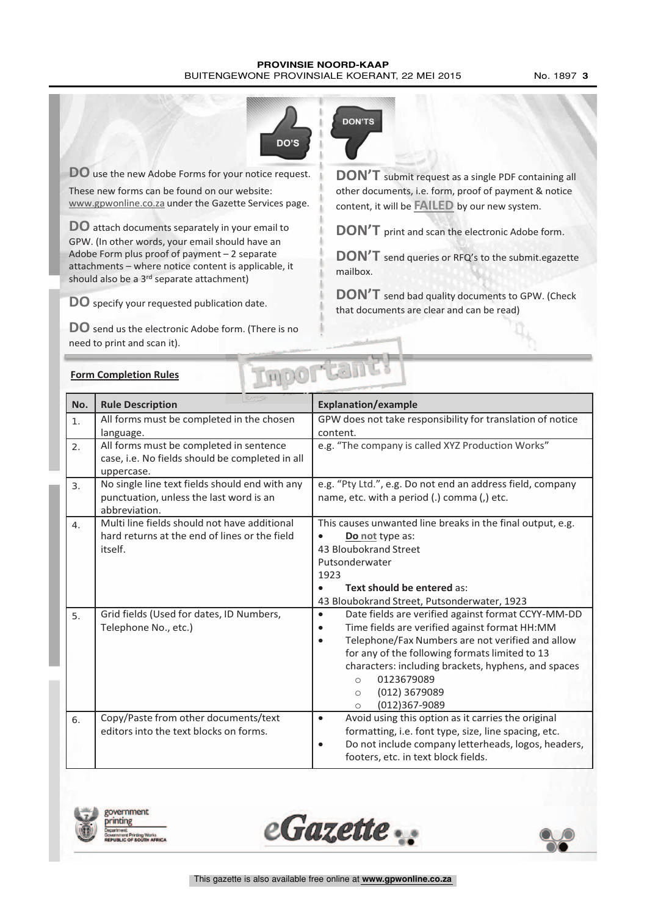**DO'S**

**DO** use the new Adobe Forms for your notice request.

These new forms can be found on our website: www.gpwonline.co.za under the Gazette Services page.

**DO** attach documents separately in your email to GPW. (In other words, your email should have an Adobe Form plus proof of payment – 2 separate attachments – where notice content is applicable, it should also be a 3rd separate attachment)

**DO** specify your requested publication date.

**DO** send us the electronic Adobe form. (There is no need to print and scan it).

**DON'TS**

**DON'T** submit request as a single PDF containing all other documents, i.e. form, proof of payment & notice content, it will be **FAILED** by our new system.

**DON'T** print and scan the electronic Adobe form.

**DON'T** send queries or RFQ's to the submit.egazette mailbox.

**DON'T** send bad quality documents to GPW. (Check that documents are clear and can be read)

**Form Completion Rules**

Important!

| No. | Rule Description | Explanation/example |
|---|---|---|
| 1. | All forms must be completed in the chosen language. | GPW does not take responsibility for translation of notice content. |
| 2. | All forms must be completed in sentence case, i.e. No fields should be completed in all uppercase. | e.g. "The company is called XYZ Production Works" |
| 3. | No single line text fields should end with any punctuation, unless the last word is an abbreviation. | e.g. "Pty Ltd.", e.g. Do not end an address field, company name, etc. with a period (.) comma (,) etc. |
| 4. | Multi line fields should not have additional hard returns at the end of lines or the field itself. | This causes unwanted line breaks in the final output, e.g. <br>• **Do not** type as: <br>43 Bloubokrand Street <br>Putsonderwater <br>1923 <br>• **Text should be entered** as: <br>43 Bloubokrand Street, Putsonderwater, 1923 |
| 5. | Grid fields (Used for dates, ID Numbers, Telephone No., etc.) | • Date fields are verified against format CCYY-MM-DD <br>• Time fields are verified against format HH:MM <br>• Telephone/Fax Numbers are not verified and allow for any of the following formats limited to 13 characters: including brackets, hyphens, and spaces <br>○ 0123679089 <br>○ (012) 3679089 <br>○ (012)367-9089 |
| 6. | Copy/Paste from other documents/text editors into the text blocks on forms. | • Avoid using this option as it carries the original formatting, i.e. font type, size, line spacing, etc. <br>• Do not include company letterheads, logos, headers, footers, etc. in text block fields. |

government printing
Department: Government Printing Works
REPUBLIC OF SOUTH AFRICA

eGazette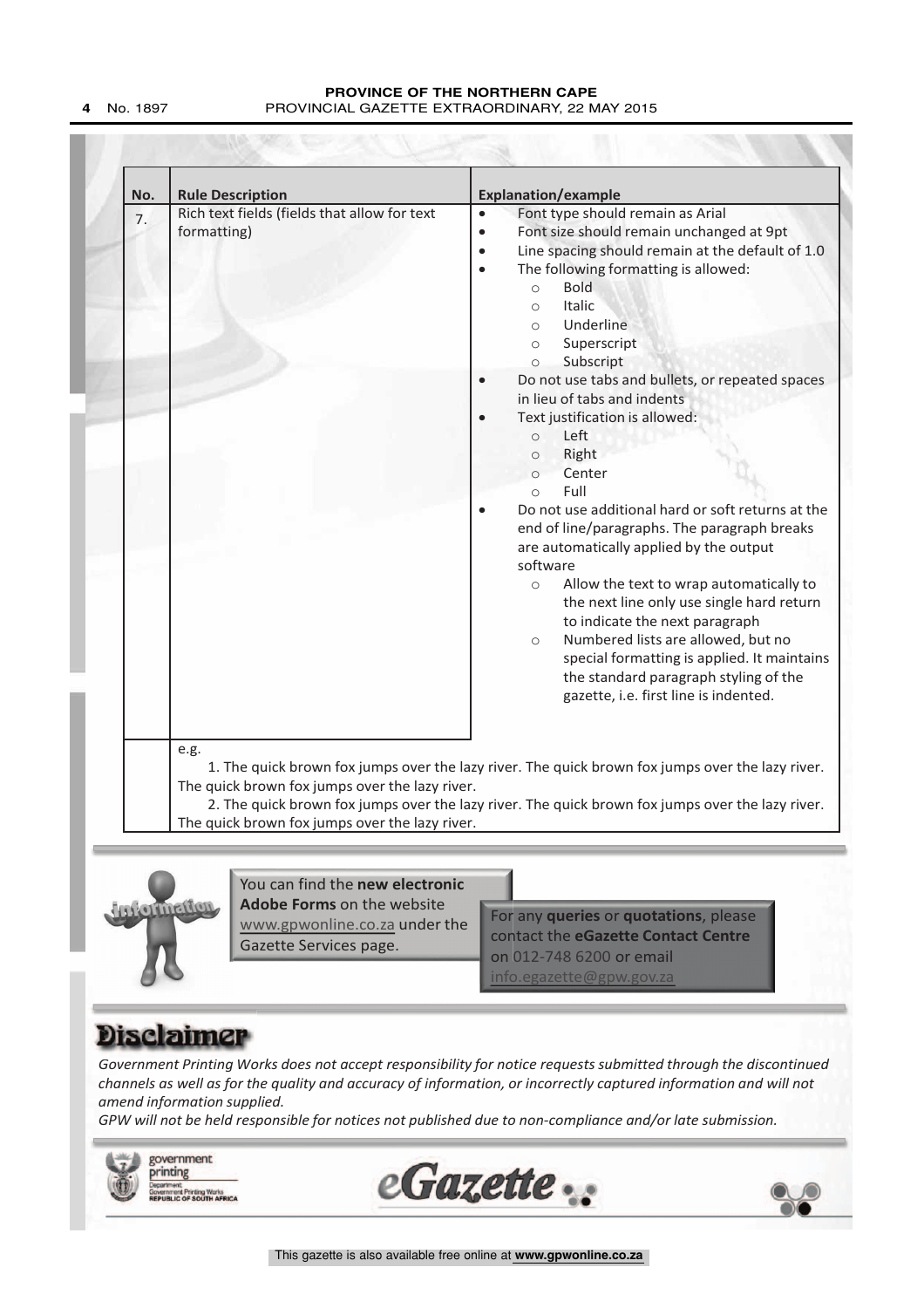| No. | Rule Description | Explanation/example |
|---|---|---|
| 7. | Rich text fields (fields that allow for text formatting) | • Font type should remain as Arial<br>• Font size should remain unchanged at 9pt<br>• Line spacing should remain at the default of 1.0<br>• The following formatting is allowed:<br>  ○ Bold<br>  ○ Italic<br>  ○ Underline<br>  ○ Superscript<br>  ○ Subscript<br>• Do not use tabs and bullets, or repeated spaces in lieu of tabs and indents<br>• Text justification is allowed:<br>  ○ Left<br>  ○ Right<br>  ○ Center<br>  ○ Full<br>• Do not use additional hard or soft returns at the end of line/paragraphs. The paragraph breaks are automatically applied by the output software<br>  ○ Allow the text to wrap automatically to the next line only use single hard return to indicate the next paragraph<br>  ○ Numbered lists are allowed, but no special formatting is applied. It maintains the standard paragraph styling of the gazette, i.e. first line is indented. |
| | e.g.<br>1. The quick brown fox jumps over the lazy river. The quick brown fox jumps over the lazy river. The quick brown fox jumps over the lazy river.<br>2. The quick brown fox jumps over the lazy river. The quick brown fox jumps over the lazy river. The quick brown fox jumps over the lazy river. | |

Information

You can find the **new electronic Adobe Forms** on the website www.gpwonline.co.za under the Gazette Services page.

For any **queries** or **quotations**, please contact the **eGazette Contact Centre** on 012-748 6200 or email info.egazette@gpw.gov.za

# Disclaimer

*Government Printing Works does not accept responsibility for notice requests submitted through the discontinued channels as well as for the quality and accuracy of information, or incorrectly captured information and will not amend information supplied.*

*GPW will not be held responsible for notices not published due to non-compliance and/or late submission.*

government printing
Department: Government Printing Works
REPUBLIC OF SOUTH AFRICA

eGazette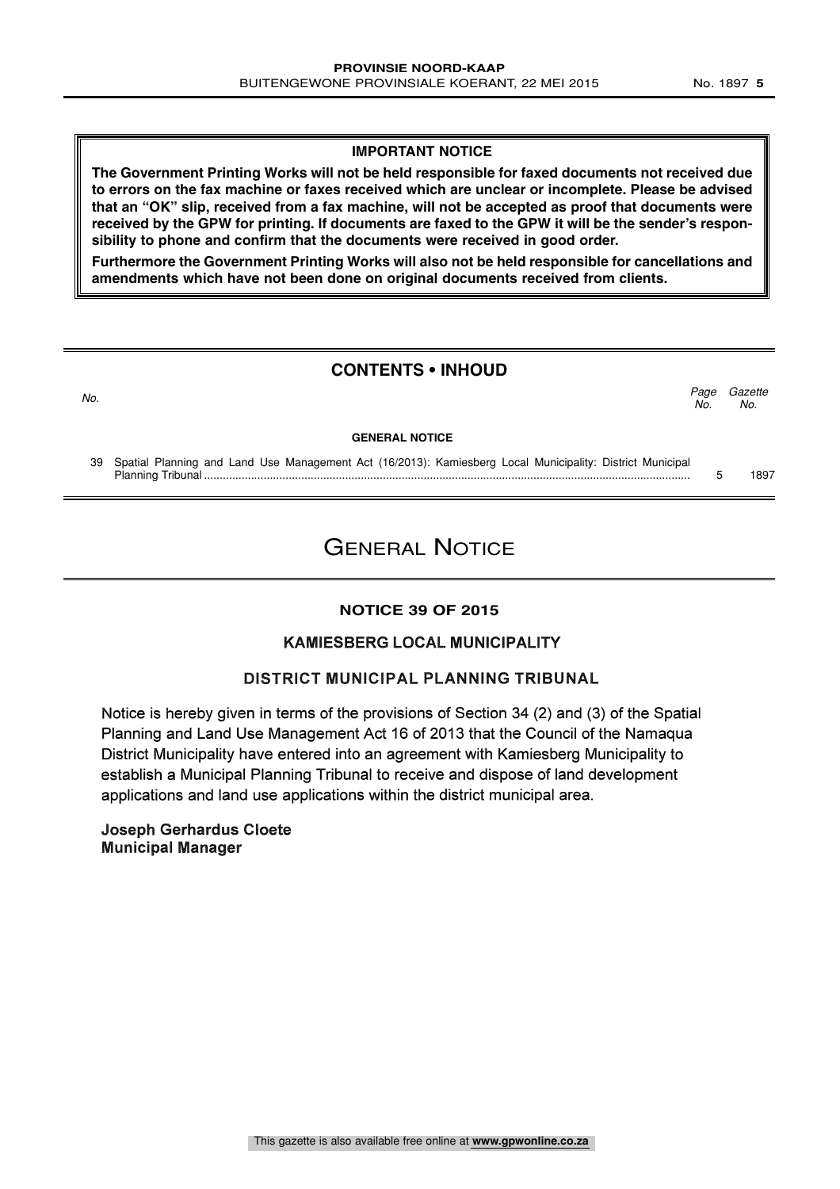**IMPORTANT NOTICE**

**The Government Printing Works will not be held responsible for faxed documents not received due to errors on the fax machine or faxes received which are unclear or incomplete. Please be advised that an "OK" slip, received from a fax machine, will not be accepted as proof that documents were received by the GPW for printing. If documents are faxed to the GPW it will be the sender's responsibility to phone and confirm that the documents were received in good order.**

**Furthermore the Government Printing Works will also not be held responsible for cancellations and amendments which have not been done on original documents received from clients.**

## CONTENTS • INHOUD

| *No.* | | *Page No.* | *Gazette No.* |
|---|---|---|---|
| | **GENERAL NOTICE** | | |
| 39 | Spatial Planning and Land Use Management Act (16/2013): Kamiesberg Local Municipality: District Municipal Planning Tribunal | 5 | 1897 |

# General Notice

### NOTICE 39 OF 2015

### KAMIESBERG LOCAL MUNICIPALITY

### DISTRICT MUNICIPAL PLANNING TRIBUNAL

Notice is hereby given in terms of the provisions of Section 34 (2) and (3) of the Spatial Planning and Land Use Management Act 16 of 2013 that the Council of the Namaqua District Municipality have entered into an agreement with Kamiesberg Municipality to establish a Municipal Planning Tribunal to receive and dispose of land development applications and land use applications within the district municipal area.

**Joseph Gerhardus Cloete**
**Municipal Manager**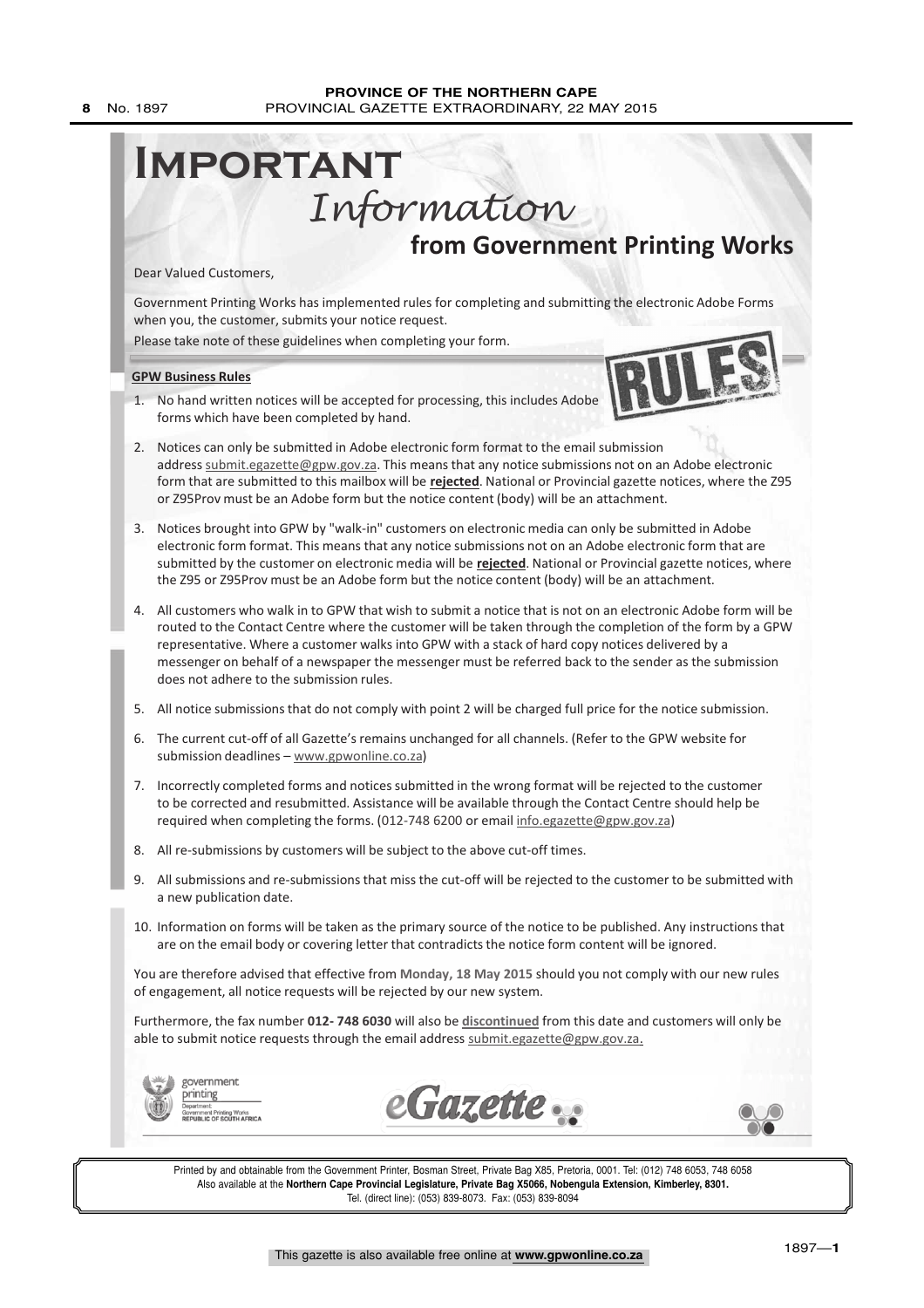# Important *Information* from Government Printing Works

Dear Valued Customers,

Government Printing Works has implemented rules for completing and submitting the electronic Adobe Forms when you, the customer, submits your notice request.

Please take note of these guidelines when completing your form.

**GPW Business Rules**

1. No hand written notices will be accepted for processing, this includes Adobe forms which have been completed by hand.
2. Notices can only be submitted in Adobe electronic form format to the email submission address submit.egazette@gpw.gov.za. This means that any notice submissions not on an Adobe electronic form that are submitted to this mailbox will be **rejected**. National or Provincial gazette notices, where the Z95 or Z95Prov must be an Adobe form but the notice content (body) will be an attachment.
3. Notices brought into GPW by "walk-in" customers on electronic media can only be submitted in Adobe electronic form format. This means that any notice submissions not on an Adobe electronic form that are submitted by the customer on electronic media will be **rejected**. National or Provincial gazette notices, where the Z95 or Z95Prov must be an Adobe form but the notice content (body) will be an attachment.
4. All customers who walk in to GPW that wish to submit a notice that is not on an electronic Adobe form will be routed to the Contact Centre where the customer will be taken through the completion of the form by a GPW representative. Where a customer walks into GPW with a stack of hard copy notices delivered by a messenger on behalf of a newspaper the messenger must be referred back to the sender as the submission does not adhere to the submission rules.
5. All notice submissions that do not comply with point 2 will be charged full price for the notice submission.
6. The current cut-off of all Gazette's remains unchanged for all channels. (Refer to the GPW website for submission deadlines – www.gpwonline.co.za)
7. Incorrectly completed forms and notices submitted in the wrong format will be rejected to the customer to be corrected and resubmitted. Assistance will be available through the Contact Centre should help be required when completing the forms. (012-748 6200 or email info.egazette@gpw.gov.za)
8. All re-submissions by customers will be subject to the above cut-off times.
9. All submissions and re-submissions that miss the cut-off will be rejected to the customer to be submitted with a new publication date.
10. Information on forms will be taken as the primary source of the notice to be published. Any instructions that are on the email body or covering letter that contradicts the notice form content will be ignored.

You are therefore advised that effective from **Monday, 18 May 2015** should you not comply with our new rules of engagement, all notice requests will be rejected by our new system.

Furthermore, the fax number **012- 748 6030** will also be **discontinued** from this date and customers will only be able to submit notice requests through the email address submit.egazette@gpw.gov.za.

Printed by and obtainable from the Government Printer, Bosman Street, Private Bag X85, Pretoria, 0001. Tel: (012) 748 6053, 748 6058
Also available at the **Northern Cape Provincial Legislature, Private Bag X5066, Nobengula Extension, Kimberley, 8301.**
Tel. (direct line): (053) 839-8073. Fax: (053) 839-8094